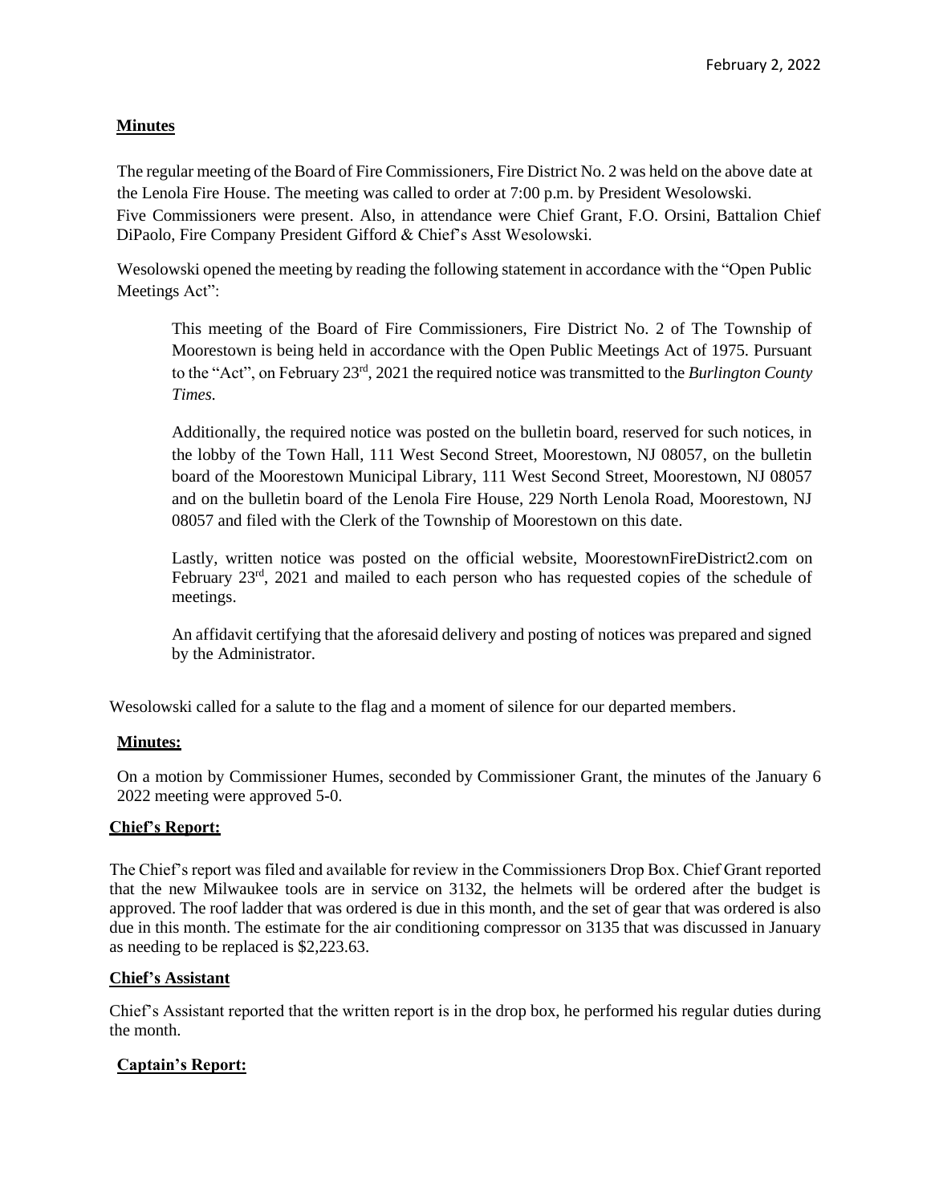February 2, 2022

**Minutes**

The regular meeting of the Board of Fire Commissioners, Fire District No. 2 was held on the above date at the Lenola Fire House. The meeting was called to order at 7:00 p.m. by President Wesolowski. Five Commissioners were present. Also, in attendance were Chief Grant, F.O. Orsini, Battalion Chief DiPaolo, Fire Company President Gifford & Chief's Asst Wesolowski.

Wesolowski opened the meeting by reading the following statement in accordance with the "Open Public Meetings Act":

> This meeting of the Board of Fire Commissioners, Fire District No. 2 of The Township of Moorestown is being held in accordance with the Open Public Meetings Act of 1975. Pursuant to the "Act", on February 23rd, 2021 the required notice was transmitted to the *Burlington County Times.*
>
> Additionally, the required notice was posted on the bulletin board, reserved for such notices, in the lobby of the Town Hall, 111 West Second Street, Moorestown, NJ 08057, on the bulletin board of the Moorestown Municipal Library, 111 West Second Street, Moorestown, NJ 08057 and on the bulletin board of the Lenola Fire House, 229 North Lenola Road, Moorestown, NJ 08057 and filed with the Clerk of the Township of Moorestown on this date.
>
> Lastly, written notice was posted on the official website, MoorestownFireDistrict2.com on February 23rd, 2021 and mailed to each person who has requested copies of the schedule of meetings.
>
> An affidavit certifying that the aforesaid delivery and posting of notices was prepared and signed by the Administrator.

Wesolowski called for a salute to the flag and a moment of silence for our departed members.

**Minutes:**

On a motion by Commissioner Humes, seconded by Commissioner Grant, the minutes of the January 6 2022 meeting were approved 5-0.

**Chief's Report:**

The Chief's report was filed and available for review in the Commissioners Drop Box. Chief Grant reported that the new Milwaukee tools are in service on 3132, the helmets will be ordered after the budget is approved. The roof ladder that was ordered is due in this month, and the set of gear that was ordered is also due in this month. The estimate for the air conditioning compressor on 3135 that was discussed in January as needing to be replaced is $2,223.63.

**Chief's Assistant**

Chief's Assistant reported that the written report is in the drop box, he performed his regular duties during the month.

**Captain's Report:**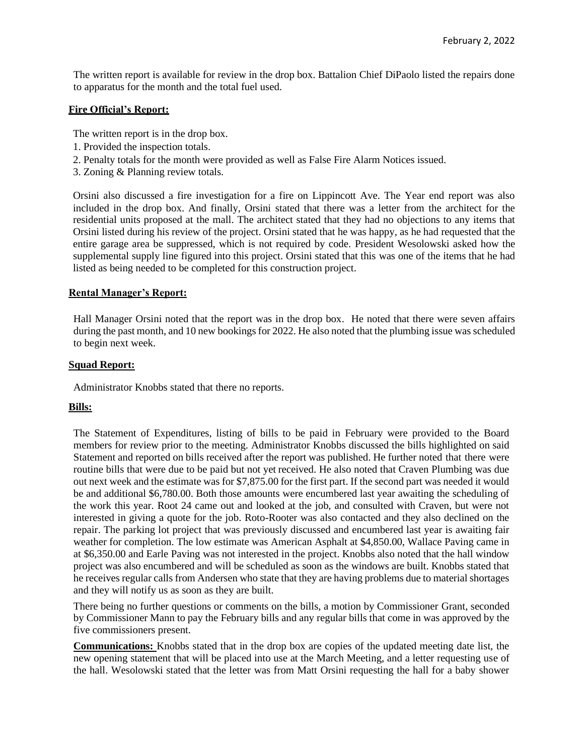The written report is available for review in the drop box. Battalion Chief DiPaolo listed the repairs done to apparatus for the month and the total fuel used.

**Fire Official's Report:**

The written report is in the drop box.

1. Provided the inspection totals.
2. Penalty totals for the month were provided as well as False Fire Alarm Notices issued.
3. Zoning & Planning review totals.

Orsini also discussed a fire investigation for a fire on Lippincott Ave. The Year end report was also included in the drop box. And finally, Orsini stated that there was a letter from the architect for the residential units proposed at the mall. The architect stated that they had no objections to any items that Orsini listed during his review of the project. Orsini stated that he was happy, as he had requested that the entire garage area be suppressed, which is not required by code. President Wesolowski asked how the supplemental supply line figured into this project. Orsini stated that this was one of the items that he had listed as being needed to be completed for this construction project.

**Rental Manager's Report:**

Hall Manager Orsini noted that the report was in the drop box. He noted that there were seven affairs during the past month, and 10 new bookings for 2022. He also noted that the plumbing issue was scheduled to begin next week.

**Squad Report:**

Administrator Knobbs stated that there no reports.

**Bills:**

The Statement of Expenditures, listing of bills to be paid in February were provided to the Board members for review prior to the meeting. Administrator Knobbs discussed the bills highlighted on said Statement and reported on bills received after the report was published. He further noted that there were routine bills that were due to be paid but not yet received. He also noted that Craven Plumbing was due out next week and the estimate was for $7,875.00 for the first part. If the second part was needed it would be and additional $6,780.00. Both those amounts were encumbered last year awaiting the scheduling of the work this year. Root 24 came out and looked at the job, and consulted with Craven, but were not interested in giving a quote for the job. Roto-Rooter was also contacted and they also declined on the repair. The parking lot project that was previously discussed and encumbered last year is awaiting fair weather for completion. The low estimate was American Asphalt at $4,850.00, Wallace Paving came in at $6,350.00 and Earle Paving was not interested in the project. Knobbs also noted that the hall window project was also encumbered and will be scheduled as soon as the windows are built. Knobbs stated that he receives regular calls from Andersen who state that they are having problems due to material shortages and they will notify us as soon as they are built.

There being no further questions or comments on the bills, a motion by Commissioner Grant, seconded by Commissioner Mann to pay the February bills and any regular bills that come in was approved by the five commissioners present.

**Communications:** Knobbs stated that in the drop box are copies of the updated meeting date list, the new opening statement that will be placed into use at the March Meeting, and a letter requesting use of the hall. Wesolowski stated that the letter was from Matt Orsini requesting the hall for a baby shower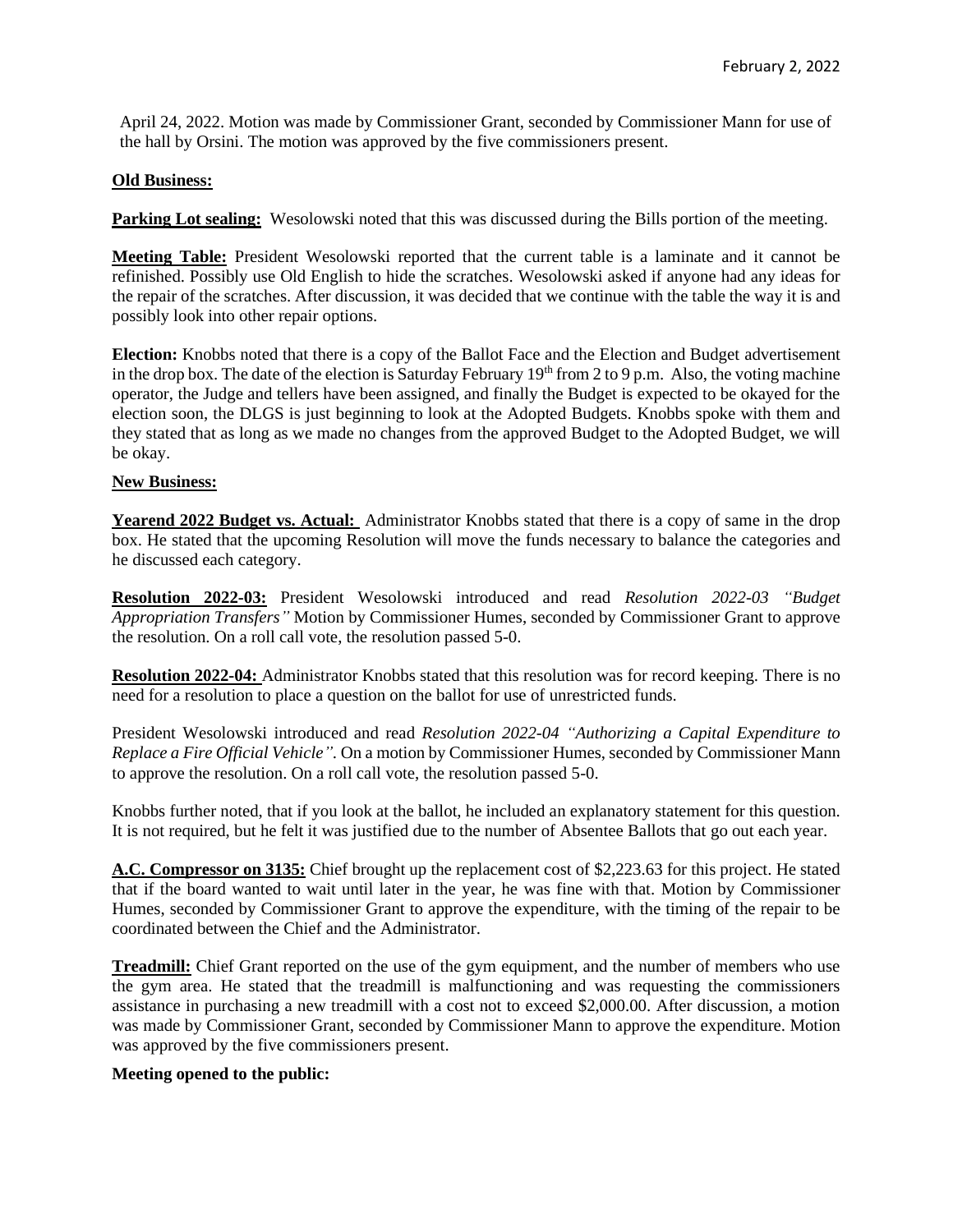April 24, 2022. Motion was made by Commissioner Grant, seconded by Commissioner Mann for use of the hall by Orsini. The motion was approved by the five commissioners present.

**Old Business:**

**Parking Lot sealing:** Wesolowski noted that this was discussed during the Bills portion of the meeting.

**Meeting Table:** President Wesolowski reported that the current table is a laminate and it cannot be refinished. Possibly use Old English to hide the scratches. Wesolowski asked if anyone had any ideas for the repair of the scratches. After discussion, it was decided that we continue with the table the way it is and possibly look into other repair options.

**Election:** Knobbs noted that there is a copy of the Ballot Face and the Election and Budget advertisement in the drop box. The date of the election is Saturday February 19th from 2 to 9 p.m. Also, the voting machine operator, the Judge and tellers have been assigned, and finally the Budget is expected to be okayed for the election soon, the DLGS is just beginning to look at the Adopted Budgets. Knobbs spoke with them and they stated that as long as we made no changes from the approved Budget to the Adopted Budget, we will be okay.

**New Business:**

**Yearend 2022 Budget vs. Actual:** Administrator Knobbs stated that there is a copy of same in the drop box. He stated that the upcoming Resolution will move the funds necessary to balance the categories and he discussed each category.

**Resolution 2022-03:** President Wesolowski introduced and read *Resolution 2022-03 "Budget Appropriation Transfers"* Motion by Commissioner Humes, seconded by Commissioner Grant to approve the resolution. On a roll call vote, the resolution passed 5-0.

**Resolution 2022-04:** Administrator Knobbs stated that this resolution was for record keeping. There is no need for a resolution to place a question on the ballot for use of unrestricted funds.

President Wesolowski introduced and read *Resolution 2022-04 "Authorizing a Capital Expenditure to Replace a Fire Official Vehicle".* On a motion by Commissioner Humes, seconded by Commissioner Mann to approve the resolution. On a roll call vote, the resolution passed 5-0.

Knobbs further noted, that if you look at the ballot, he included an explanatory statement for this question. It is not required, but he felt it was justified due to the number of Absentee Ballots that go out each year.

**A.C. Compressor on 3135:** Chief brought up the replacement cost of $2,223.63 for this project. He stated that if the board wanted to wait until later in the year, he was fine with that. Motion by Commissioner Humes, seconded by Commissioner Grant to approve the expenditure, with the timing of the repair to be coordinated between the Chief and the Administrator.

**Treadmill:** Chief Grant reported on the use of the gym equipment, and the number of members who use the gym area. He stated that the treadmill is malfunctioning and was requesting the commissioners assistance in purchasing a new treadmill with a cost not to exceed $2,000.00. After discussion, a motion was made by Commissioner Grant, seconded by Commissioner Mann to approve the expenditure. Motion was approved by the five commissioners present.

**Meeting opened to the public:**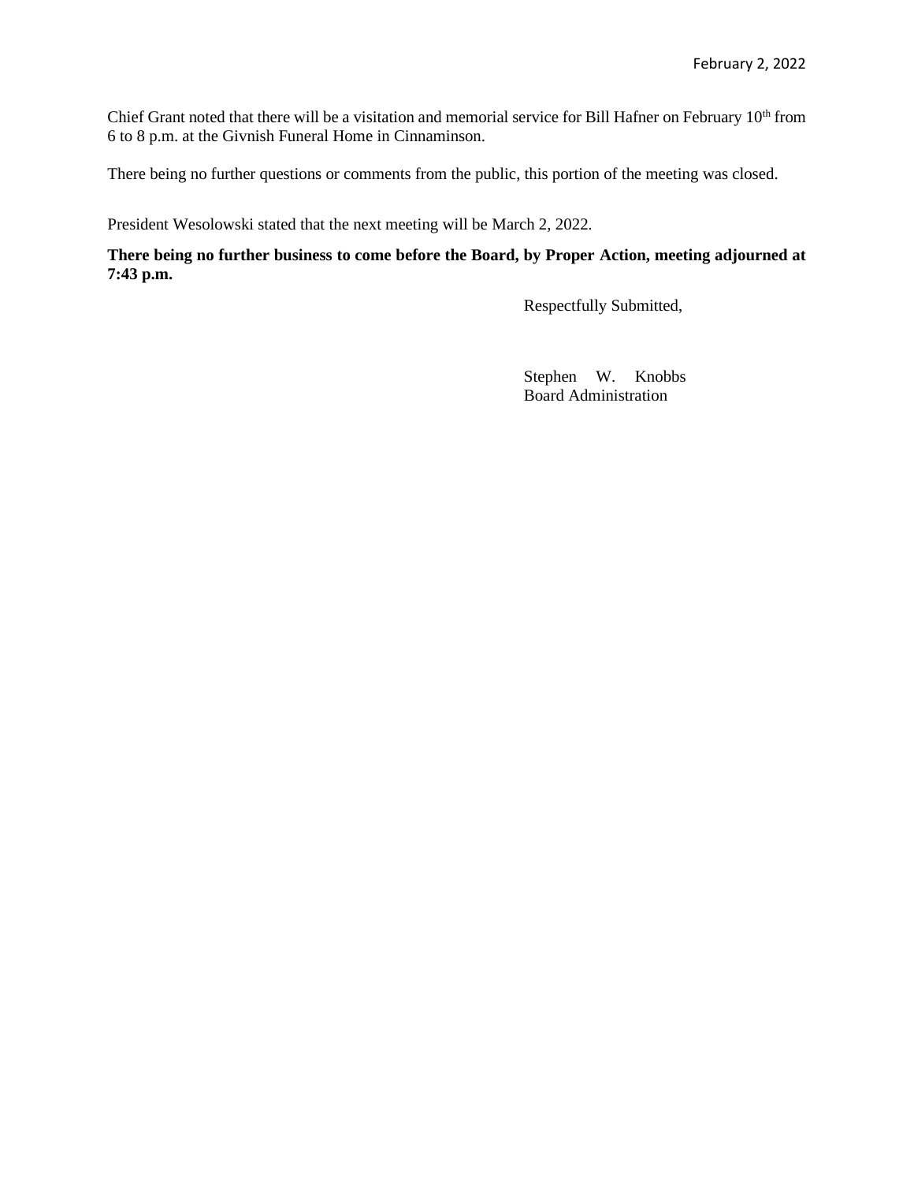Chief Grant noted that there will be a visitation and memorial service for Bill Hafner on February 10th from 6 to 8 p.m. at the Givnish Funeral Home in Cinnaminson.

There being no further questions or comments from the public, this portion of the meeting was closed.

President Wesolowski stated that the next meeting will be March 2, 2022.

**There being no further business to come before the Board, by Proper Action, meeting adjourned at 7:43 p.m.**

Respectfully Submitted,

Stephen W. Knobbs
Board Administration